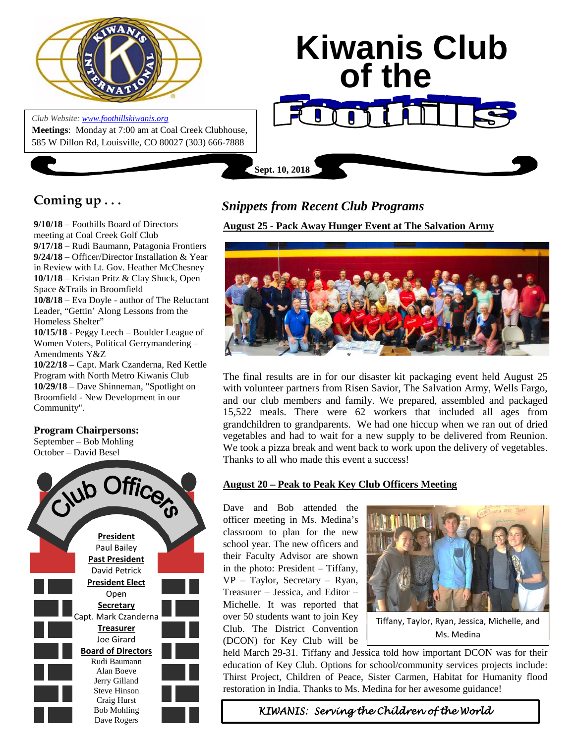# Kiwanis Club of the Foothills

*Club Website: www.foothillskiwanis.org*

**Meetings**: Monday at 7:00 am at Coal Creek Clubhouse, 585 W Dillon Rd, Louisville, CO 80027 (303) 666-7888

**Sept. 10, 2018**

## Coming up . . .

**9/10/18** – Foothills Board of Directors meeting at Coal Creek Golf Club
**9/17/18** – Rudi Baumann, Patagonia Frontiers
**9/24/18** – Officer/Director Installation & Year in Review with Lt. Gov. Heather McChesney
**10/1/18** – Kristan Pritz & Clay Shuck, Open Space &Trails in Broomfield
**10/8/18** – Eva Doyle - author of The Reluctant Leader, "Gettin' Along Lessons from the Homeless Shelter"
**10/15/18** - Peggy Leech – Boulder League of Women Voters, Political Gerrymandering – Amendments Y&Z
**10/22/18** – Capt. Mark Czanderna, Red Kettle Program with North Metro Kiwanis Club
**10/29/18** – Dave Shinneman, "Spotlight on Broomfield - New Development in our Community".

**Program Chairpersons:**
September – Bob Mohling
October – David Besel

### Club Officers

**President**
Paul Bailey

**Past President**
David Petrick

**President Elect**
Open

**Secretary**
Capt. Mark Czanderna

**Treasurer**
Joe Girard

**Board of Directors**
Rudi Baumann
Alan Boeve
Jerry Gilland
Steve Hinson
Craig Hurst
Bob Mohling
Dave Rogers

## *Snippets from Recent Club Programs*

### August 25 - Pack Away Hunger Event at The Salvation Army

The final results are in for our disaster kit packaging event held August 25 with volunteer partners from Risen Savior, The Salvation Army, Wells Fargo, and our club members and family. We prepared, assembled and packaged 15,522 meals. There were 62 workers that included all ages from grandchildren to grandparents. We had one hiccup when we ran out of dried vegetables and had to wait for a new supply to be delivered from Reunion. We took a pizza break and went back to work upon the delivery of vegetables. Thanks to all who made this event a success!

### August 20 – Peak to Peak Key Club Officers Meeting

Dave and Bob attended the officer meeting in Ms. Medina's classroom to plan for the new school year. The new officers and their Faculty Advisor are shown in the photo: President – Tiffany, VP – Taylor, Secretary – Ryan, Treasurer – Jessica, and Editor – Michelle. It was reported that over 50 students want to join Key Club. The District Convention (DCON) for Key Club will be held March 29-31. Tiffany and Jessica told how important DCON was for their education of Key Club. Options for school/community services projects include: Thirst Project, Children of Peace, Sister Carmen, Habitat for Humanity flood restoration in India. Thanks to Ms. Medina for her awesome guidance!

Tiffany, Taylor, Ryan, Jessica, Michelle, and Ms. Medina

*KIWANIS: Serving the Children of the World*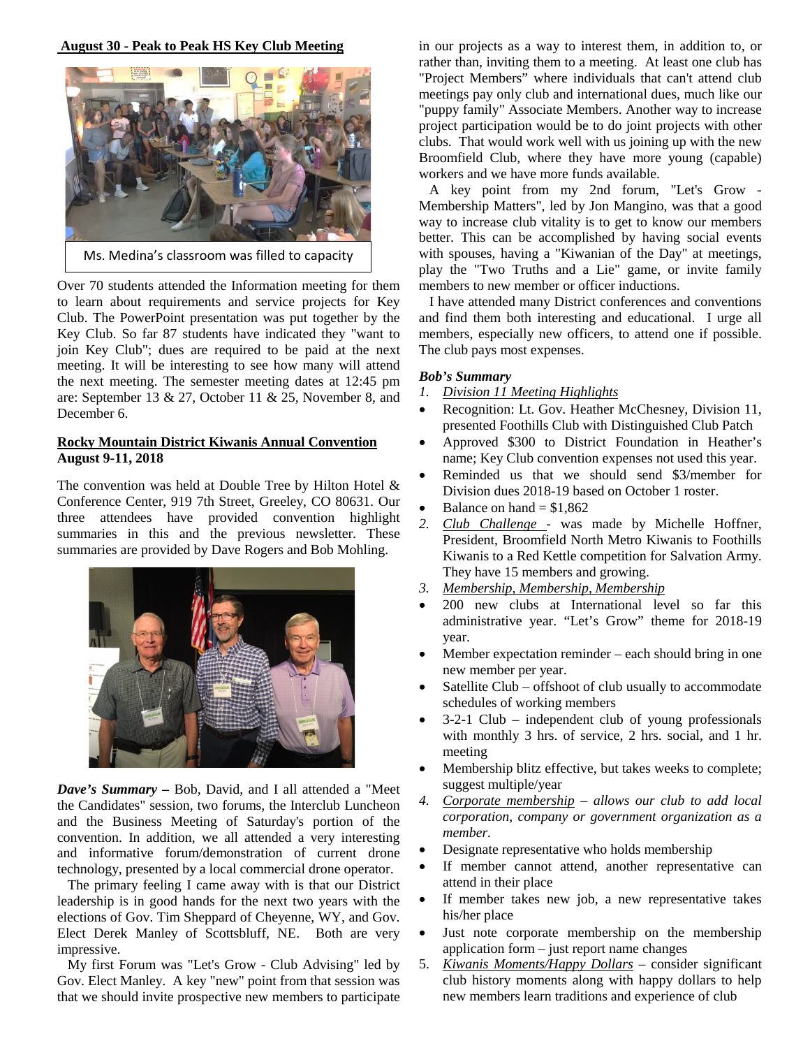**August 30 - Peak to Peak HS Key Club Meeting**

Ms. Medina's classroom was filled to capacity

Over 70 students attended the Information meeting for them to learn about requirements and service projects for Key Club. The PowerPoint presentation was put together by the Key Club. So far 87 students have indicated they "want to join Key Club"; dues are required to be paid at the next meeting. It will be interesting to see how many will attend the next meeting. The semester meeting dates at 12:45 pm are: September 13 & 27, October 11 & 25, November 8, and December 6.

**Rocky Mountain District Kiwanis Annual Convention**
**August 9-11, 2018**

The convention was held at Double Tree by Hilton Hotel & Conference Center, 919 7th Street, Greeley, CO 80631. Our three attendees have provided convention highlight summaries in this and the previous newsletter. These summaries are provided by Dave Rogers and Bob Mohling.

***Dave's Summary*** **–** Bob, David, and I all attended a "Meet the Candidates" session, two forums, the Interclub Luncheon and the Business Meeting of Saturday's portion of the convention. In addition, we all attended a very interesting and informative forum/demonstration of current drone technology, presented by a local commercial drone operator.

The primary feeling I came away with is that our District leadership is in good hands for the next two years with the elections of Gov. Tim Sheppard of Cheyenne, WY, and Gov. Elect Derek Manley of Scottsbluff, NE. Both are very impressive.

My first Forum was "Let's Grow - Club Advising" led by Gov. Elect Manley. A key "new" point from that session was that we should invite prospective new members to participate in our projects as a way to interest them, in addition to, or rather than, inviting them to a meeting. At least one club has "Project Members" where individuals that can't attend club meetings pay only club and international dues, much like our "puppy family" Associate Members. Another way to increase project participation would be to do joint projects with other clubs. That would work well with us joining up with the new Broomfield Club, where they have more young (capable) workers and we have more funds available.

A key point from my 2nd forum, "Let's Grow - Membership Matters", led by Jon Mangino, was that a good way to increase club vitality is to get to know our members better. This can be accomplished by having social events with spouses, having a "Kiwanian of the Day" at meetings, play the "Two Truths and a Lie" game, or invite family members to new member or officer inductions.

I have attended many District conferences and conventions and find them both interesting and educational. I urge all members, especially new officers, to attend one if possible. The club pays most expenses.

***Bob's Summary***

1. *Division 11 Meeting Highlights*
   - Recognition: Lt. Gov. Heather McChesney, Division 11, presented Foothills Club with Distinguished Club Patch
   - Approved $300 to District Foundation in Heather's name; Key Club convention expenses not used this year.
   - Reminded us that we should send $3/member for Division dues 2018-19 based on October 1 roster.
   - Balance on hand = $1,862
2. *Club Challenge* - was made by Michelle Hoffner, President, Broomfield North Metro Kiwanis to Foothills Kiwanis to a Red Kettle competition for Salvation Army. They have 15 members and growing.
3. *Membership, Membership, Membership*
   - 200 new clubs at International level so far this administrative year. "Let's Grow" theme for 2018-19 year.
   - Member expectation reminder – each should bring in one new member per year.
   - Satellite Club – offshoot of club usually to accommodate schedules of working members
   - 3-2-1 Club – independent club of young professionals with monthly 3 hrs. of service, 2 hrs. social, and 1 hr. meeting
   - Membership blitz effective, but takes weeks to complete; suggest multiple/year
4. *Corporate membership – allows our club to add local corporation, company or government organization as a member.*
   - Designate representative who holds membership
   - If member cannot attend, another representative can attend in their place
   - If member takes new job, a new representative takes his/her place
   - Just note corporate membership on the membership application form – just report name changes
5. *Kiwanis Moments/Happy Dollars* – consider significant club history moments along with happy dollars to help new members learn traditions and experience of club